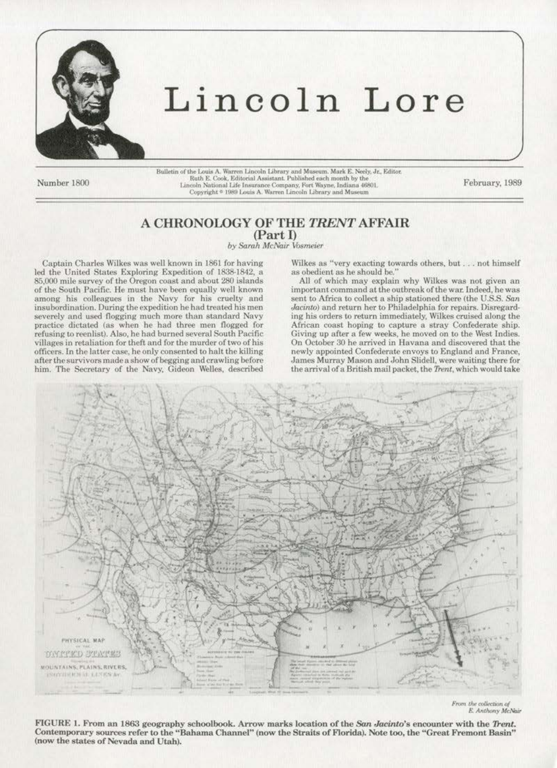# Lincoln Lore

Bulletin of the Louis A. Warren Lincoln Library and Museum. Mark E. Neely, Jr., Editor. Ruth E. Cook, Editorial Assistant. Published each month by the Lincoln National Life Insurance Company, Fort Wayne, Indiana 46801. Copyright © 1989 Louis A. Warren Lincoln Library and Museum

Number 1800 — February, 1989

## A CHRONOLOGY OF THE *TRENT* AFFAIR (Part I)

*by Sarah McNair Vosmeier*

Captain Charles Wilkes was well known in 1861 for having led the United States Exploring Expedition of 1838-1842, a 85,000 mile survey of the Oregon coast and about 280 islands of the South Pacific. He must have been equally well known among his colleagues in the Navy for his cruelty and insubordination. During the expedition he had treated his men severely and used flogging much more than standard Navy practice dictated (as when he had three men flogged for refusing to reenlist). Also, he had burned several South Pacific villages in retaliation for theft and for the murder of two of his officers. In the latter case, he only consented to halt the killing after the survivors made a show of begging and crawling before him. The Secretary of the Navy, Gideon Welles, described Wilkes as "very exacting towards others, but . . . not himself as obedient as he should be."

All of which may explain why Wilkes was not given an important command at the outbreak of the war. Indeed, he was sent to Africa to collect a ship stationed there (the U.S.S. *San Jacinto*) and return her to Philadelphia for repairs. Disregarding his orders to return immediately, Wilkes cruised along the African coast hoping to capture a stray Confederate ship. Giving up after a few weeks, he moved on to the West Indies. On October 30 he arrived in Havana and discovered that the newly appointed Confederate envoys to England and France, James Murray Mason and John Slidell, were waiting there for the arrival of a British mail packet, the *Trent*, which would take

*From the collection of E. Anthony McNair*

**FIGURE 1. From an 1863 geography schoolbook. Arrow marks location of the *San Jacinto*'s encounter with the *Trent*. Contemporary sources refer to the "Bahama Channel" (now the Straits of Florida). Note too, the "Great Fremont Basin" (now the states of Nevada and Utah).**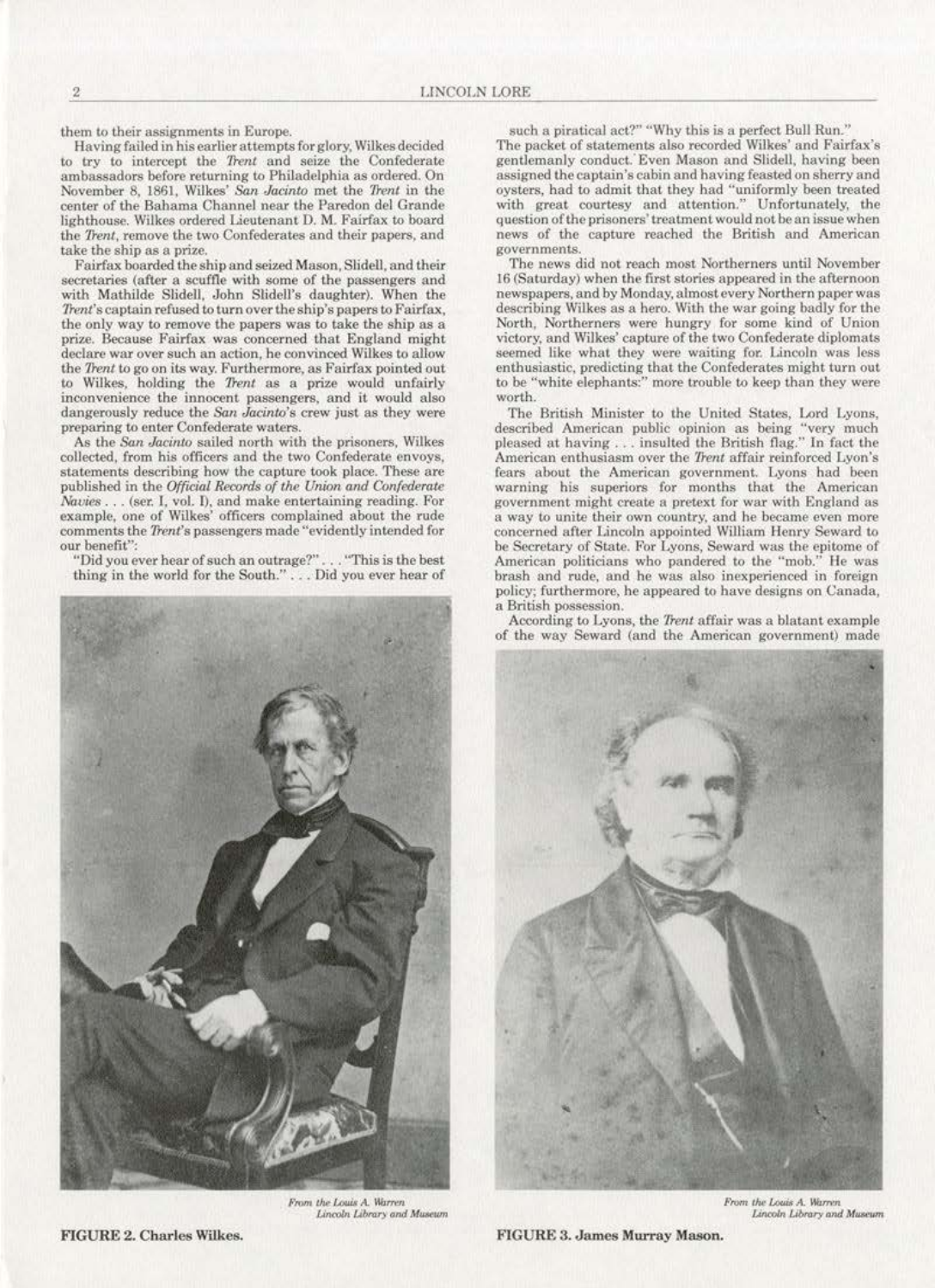them to their assignments in Europe.

Having failed in his earlier attempts for glory, Wilkes decided to try to intercept the *Trent* and seize the Confederate ambassadors before returning to Philadelphia as ordered. On November 8, 1861, Wilkes' *San Jacinto* met the *Trent* in the center of the Bahama Channel near the Paredon del Grande lighthouse. Wilkes ordered Lieutenant D. M. Fairfax to board the *Trent*, remove the two Confederates and their papers, and take the ship as a prize.

Fairfax boarded the ship and seized Mason, Slidell, and their secretaries (after a scuffle with some of the passengers and with Mathilde Slidell, John Slidell's daughter). When the *Trent*'s captain refused to turn over the ship's papers to Fairfax, the only way to remove the papers was to take the ship as a prize. Because Fairfax was concerned that England might declare war over such an action, he convinced Wilkes to allow the *Trent* to go on its way. Furthermore, as Fairfax pointed out to Wilkes, holding the *Trent* as a prize would unfairly inconvenience the innocent passengers, and it would also dangerously reduce the *San Jacinto*'s crew just as they were preparing to enter Confederate waters.

As the *San Jacinto* sailed north with the prisoners, Wilkes collected, from his officers and the two Confederate envoys, statements describing how the capture took place. These are published in the *Official Records of the Union and Confederate Navies* . . . (ser. I, vol. I), and make entertaining reading. For example, one of Wilkes' officers complained about the rude comments the *Trent*'s passengers made "evidently intended for our benefit":

"Did you ever hear of such an outrage?" . . . "This is the best thing in the world for the South." . . . Did you ever hear of such a piratical act?" "Why this is a perfect Bull Run."

The packet of statements also recorded Wilkes' and Fairfax's gentlemanly conduct. Even Mason and Slidell, having been assigned the captain's cabin and having feasted on sherry and oysters, had to admit that they had "uniformly been treated with great courtesy and attention." Unfortunately, the question of the prisoners' treatment would not be an issue when news of the capture reached the British and American governments.

The news did not reach most Northerners until November 16 (Saturday) when the first stories appeared in the afternoon newspapers, and by Monday, almost every Northern paper was describing Wilkes as a hero. With the war going badly for the North, Northerners were hungry for some kind of Union victory, and Wilkes' capture of the two Confederate diplomats seemed like what they were waiting for. Lincoln was less enthusiastic, predicting that the Confederates might turn out to be "white elephants:" more trouble to keep than they were worth.

The British Minister to the United States, Lord Lyons, described American public opinion as being "very much pleased at having . . . insulted the British flag." In fact the American enthusiasm over the *Trent* affair reinforced Lyon's fears about the American government. Lyons had been warning his superiors for months that the American government might create a pretext for war with England as a way to unite their own country, and he became even more concerned after Lincoln appointed William Henry Seward to be Secretary of State. For Lyons, Seward was the epitome of American politicians who pandered to the "mob." He was brash and rude, and he was also inexperienced in foreign policy; furthermore, he appeared to have designs on Canada, a British possession.

According to Lyons, the *Trent* affair was a blatant example of the way Seward (and the American government) made

*From the Louis A. Warren Lincoln Library and Museum*

**FIGURE 2. Charles Wilkes.**

*From the Louis A. Warren Lincoln Library and Museum*

**FIGURE 3. James Murray Mason.**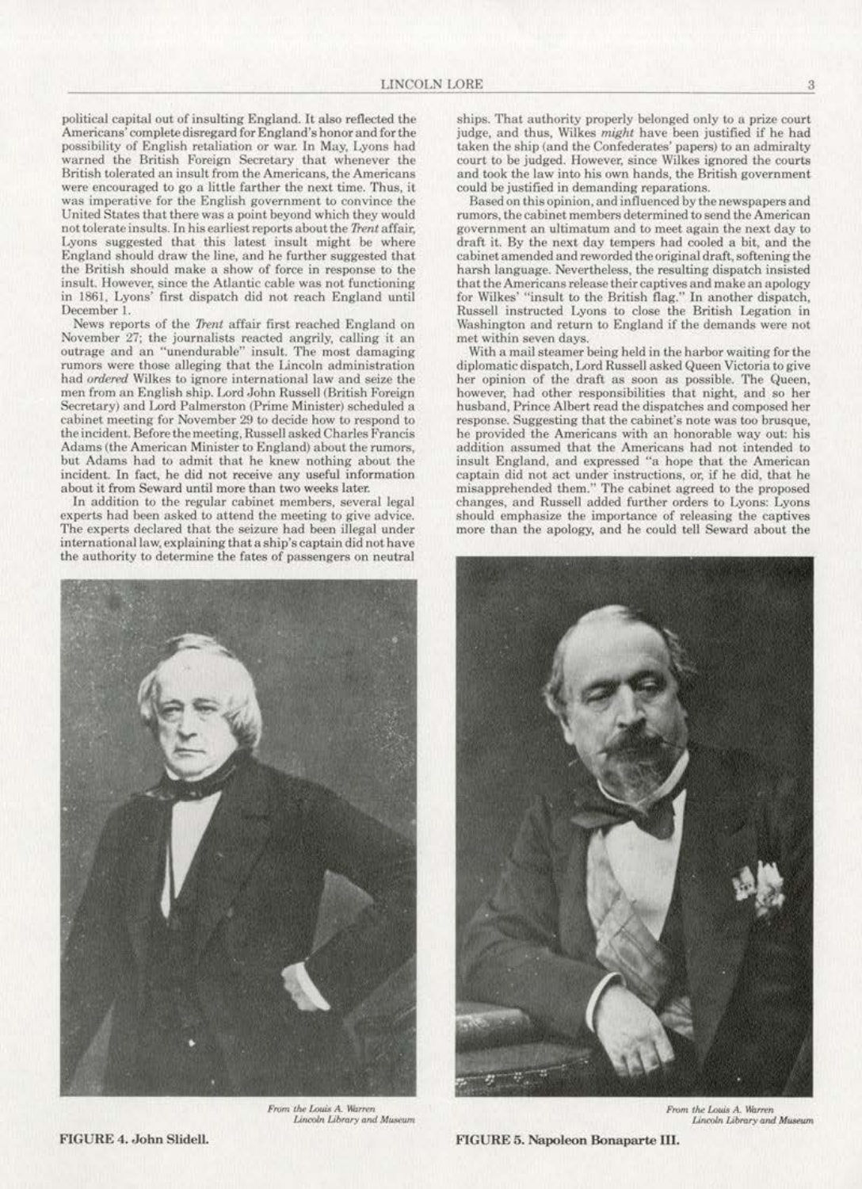political capital out of insulting England. It also reflected the Americans' complete disregard for England's honor and for the possibility of English retaliation or war. In May, Lyons had warned the British Foreign Secretary that whenever the British tolerated an insult from the Americans, the Americans were encouraged to go a little farther the next time. Thus, it was imperative for the English government to convince the United States that there was a point beyond which they would not tolerate insults. In his earliest reports about the *Trent* affair, Lyons suggested that this latest insult might be where England should draw the line, and he further suggested that the British should make a show of force in response to the insult. However, since the Atlantic cable was not functioning in 1861, Lyons' first dispatch did not reach England until December 1.

News reports of the *Trent* affair first reached England on November 27; the journalists reacted angrily, calling it an outrage and an "unendurable" insult. The most damaging rumors were those alleging that the Lincoln administration had *ordered* Wilkes to ignore international law and seize the men from an English ship. Lord John Russell (British Foreign Secretary) and Lord Palmerston (Prime Minister) scheduled a cabinet meeting for November 29 to decide how to respond to the incident. Before the meeting, Russell asked Charles Francis Adams (the American Minister to England) about the rumors, but Adams had to admit that he knew nothing about the incident. In fact, he did not receive any useful information about it from Seward until more than two weeks later.

In addition to the regular cabinet members, several legal experts had been asked to attend the meeting to give advice. The experts declared that the seizure had been illegal under international law, explaining that a ship's captain did not have the authority to determine the fates of passengers on neutral ships. That authority properly belonged only to a prize court judge, and thus, Wilkes *might* have been justified if he had taken the ship (and the Confederates' papers) to an admiralty court to be judged. However, since Wilkes ignored the courts and took the law into his own hands, the British government could be justified in demanding reparations.

Based on this opinion, and influenced by the newspapers and rumors, the cabinet members determined to send the American government an ultimatum and to meet again the next day to draft it. By the next day tempers had cooled a bit, and the cabinet amended and reworded the original draft, softening the harsh language. Nevertheless, the resulting dispatch insisted that the Americans release their captives and make an apology for Wilkes' "insult to the British flag." In another dispatch, Russell instructed Lyons to close the British Legation in Washington and return to England if the demands were not met within seven days.

With a mail steamer being held in the harbor waiting for the diplomatic dispatch, Lord Russell asked Queen Victoria to give her opinion of the draft as soon as possible. The Queen, however, had other responsibilities that night, and so her husband, Prince Albert read the dispatches and composed her response. Suggesting that the cabinet's note was too brusque, he provided the Americans with an honorable way out: his addition assumed that the Americans had not intended to insult England, and expressed "a hope that the American captain did not act under instructions, or, if he did, that he misapprehended them." The cabinet agreed to the proposed changes, and Russell added further orders to Lyons: Lyons should emphasize the importance of releasing the captives more than the apology, and he could tell Seward about the

*From the Louis A. Warren Lincoln Library and Museum*

**FIGURE 4. John Slidell.**

*From the Louis A. Warren Lincoln Library and Museum*

**FIGURE 5. Napoleon Bonaparte III.**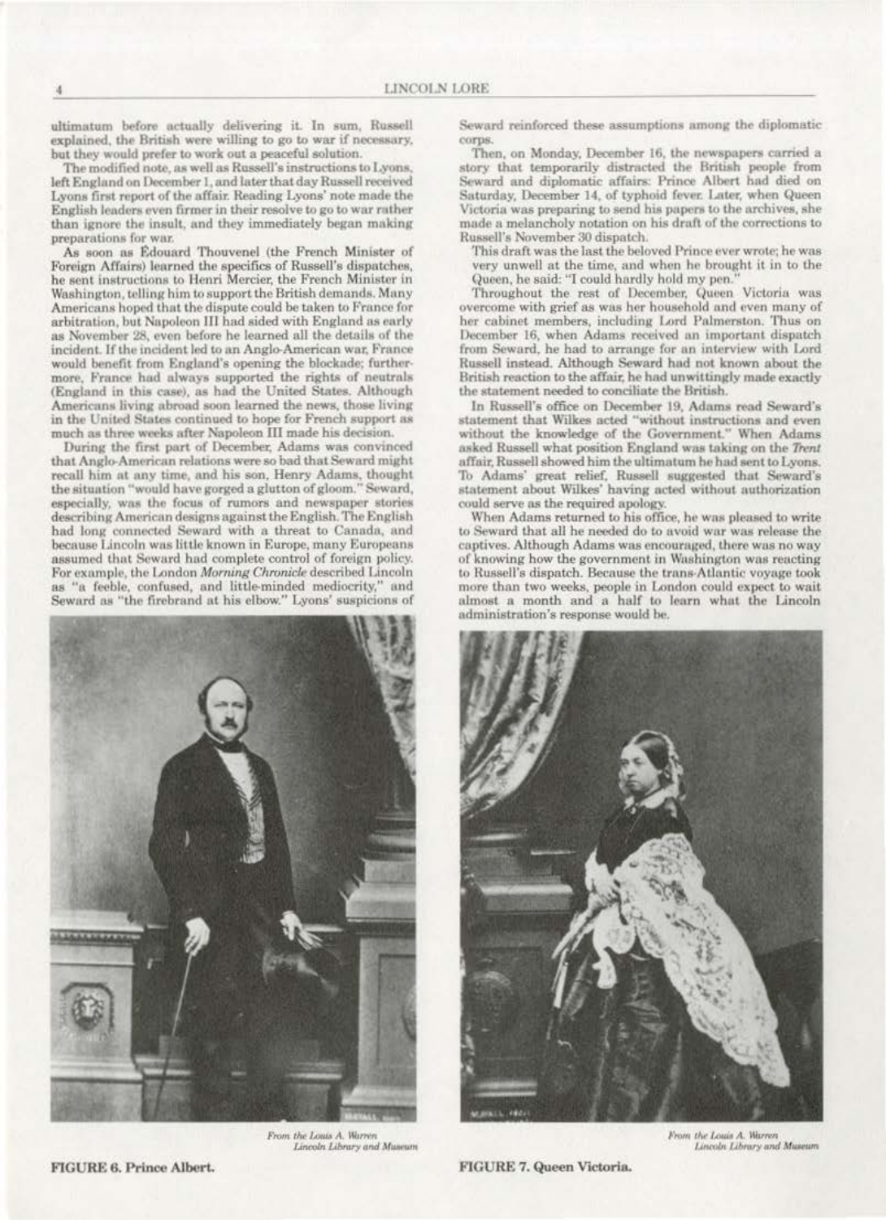ultimatum before actually delivering it. In sum, Russell explained, the British were willing to go to war if necessary, but they would prefer to work out a peaceful solution.

The modified note, as well as Russell's instructions to Lyons, left England on December 1, and later that day Russell received Lyons first report of the affair. Reading Lyons' note made the English leaders even firmer in their resolve to go to war rather than ignore the insult, and they immediately began making preparations for war.

As soon as Édouard Thouvenel (the French Minister of Foreign Affairs) learned the specifics of Russell's dispatches, he sent instructions to Henri Mercier, the French Minister in Washington, telling him to support the British demands. Many Americans hoped that the dispute could be taken to France for arbitration, but Napoleon III had sided with England as early as November 28, even before he learned all the details of the incident. If the incident led to an Anglo-American war, France would benefit from England's opening the blockade; furthermore, France had always supported the rights of neutrals (England in this case), as had the United States. Although Americans living abroad soon learned the news, those living in the United States continued to hope for French support as much as three weeks after Napoleon III made his decision.

During the first part of December, Adams was convinced that Anglo-American relations were so bad that Seward might recall him at any time, and his son, Henry Adams, thought the situation "would have gorged a glutton of gloom." Seward, especially, was the focus of rumors and newspaper stories describing American designs against the English. The English had long connected Seward with a threat to Canada, and because Lincoln was little known in Europe, many Europeans assumed that Seward had complete control of foreign policy. For example, the London *Morning Chronicle* described Lincoln as "a feeble, confused, and little-minded mediocrity," and Seward as "the firebrand at his elbow." Lyons' suspicions of Seward reinforced these assumptions among the diplomatic corps.

Then, on Monday, December 16, the newspapers carried a story that temporarily distracted the British people from Seward and diplomatic affairs: Prince Albert had died on Saturday, December 14, of typhoid fever. Later, when Queen Victoria was preparing to send his papers to the archives, she made a melancholy notation on his draft of the corrections to Russell's November 30 dispatch.

This draft was the last the beloved Prince ever wrote; he was very unwell at the time, and when he brought it in to the Queen, he said: "I could hardly hold my pen."

Throughout the rest of December, Queen Victoria was overcome with grief as was her household and even many of her cabinet members, including Lord Palmerston. Thus on December 16, when Adams received an important dispatch from Seward, he had to arrange for an interview with Lord Russell instead. Although Seward had not known about the British reaction to the affair, he had unwittingly made exactly the statement needed to conciliate the British.

In Russell's office on December 19, Adams read Seward's statement that Wilkes acted "without instructions and even without the knowledge of the Government." When Adams asked Russell what position England was taking on the *Trent* affair, Russell showed him the ultimatum he had sent to Lyons. To Adams' great relief, Russell suggested that Seward's statement about Wilkes' having acted without authorization could serve as the required apology.

When Adams returned to his office, he was pleased to write to Seward that all he needed do to avoid war was release the captives. Although Adams was encouraged, there was no way of knowing how the government in Washington was reacting to Russell's dispatch. Because the trans-Atlantic voyage took more than two weeks, people in London could expect to wait almost a month and a half to learn what the Lincoln administration's response would be.

*From the Louis A. Warren Lincoln Library and Museum*

**FIGURE 6. Prince Albert.**

*From the Louis A. Warren Lincoln Library and Museum*

**FIGURE 7. Queen Victoria.**